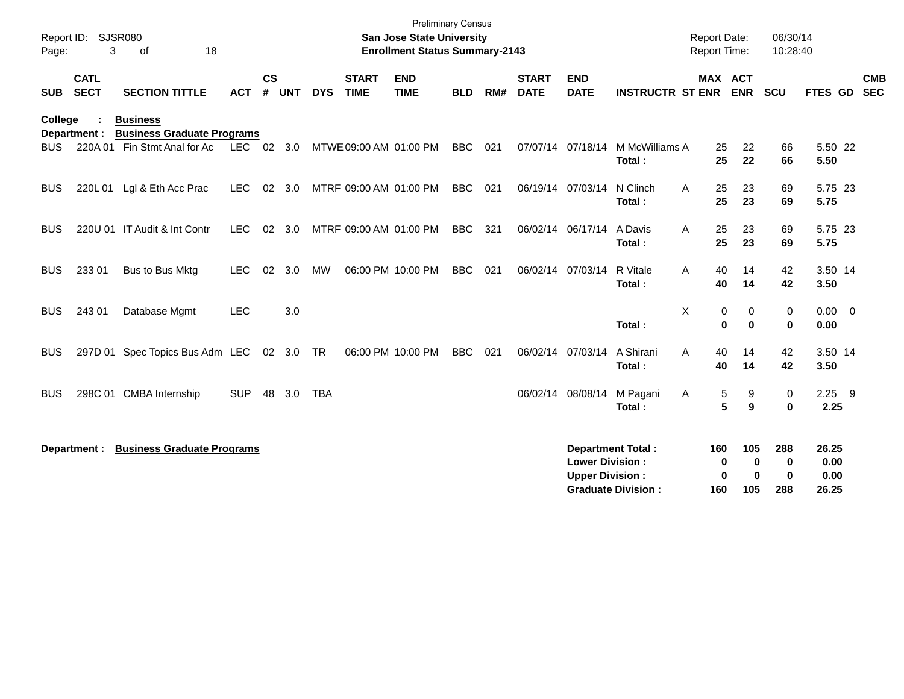Preliminary Census

**San Jose State University**

**Enrollment Status Summary-2143**

Report ID: SJSR080

Report Date: 06/30/14

Report Time: 10:28:40

**College : Business**

**Department : Business Graduate Programs**

| SUB | CATL SECT | SECTION TITTLE | ACT | CS # | UNT | DYS | START TIME | END TIME | BLD | RM# | START DATE | END DATE | INSTRUCTR | ST | MAX ENR | ACT ENR | SCU | FTES | GD | CMB SEC |
|---|---|---|---|---|---|---|---|---|---|---|---|---|---|---|---|---|---|---|---|---|
| BUS | 220A 01 | Fin Stmt Anal for Ac | LEC | 02 | 3.0 | MTWE | 09:00 AM | 01:00 PM | BBC | 021 | 07/07/14 | 07/18/14 | M McWilliams | A | 25 | 22 | 66 | 5.50 | 22 | |
| | | | | | | | | | | | | | **Total :** | | **25** | **22** | **66** | **5.50** | | |
| BUS | 220L 01 | Lgl & Eth Acc Prac | LEC | 02 | 3.0 | MTRF | 09:00 AM | 01:00 PM | BBC | 021 | 06/19/14 | 07/03/14 | N Clinch | A | 25 | 23 | 69 | 5.75 | 23 | |
| | | | | | | | | | | | | | **Total :** | | **25** | **23** | **69** | **5.75** | | |
| BUS | 220U 01 | IT Audit & Int Contr | LEC | 02 | 3.0 | MTRF | 09:00 AM | 01:00 PM | BBC | 321 | 06/02/14 | 06/17/14 | A Davis | A | 25 | 23 | 69 | 5.75 | 23 | |
| | | | | | | | | | | | | | **Total :** | | **25** | **23** | **69** | **5.75** | | |
| BUS | 233 01 | Bus to Bus Mktg | LEC | 02 | 3.0 | MW | 06:00 PM | 10:00 PM | BBC | 021 | 06/02/14 | 07/03/14 | R Vitale | A | 40 | 14 | 42 | 3.50 | 14 | |
| | | | | | | | | | | | | | **Total :** | | **40** | **14** | **42** | **3.50** | | |
| BUS | 243 01 | Database Mgmt | LEC | | 3.0 | | | | | | | | | X | 0 | 0 | 0 | 0.00 | 0 | |
| | | | | | | | | | | | | | **Total :** | | **0** | **0** | **0** | **0.00** | | |
| BUS | 297D 01 | Spec Topics Bus Adm | LEC | 02 | 3.0 | TR | 06:00 PM | 10:00 PM | BBC | 021 | 06/02/14 | 07/03/14 | A Shirani | A | 40 | 14 | 42 | 3.50 | 14 | |
| | | | | | | | | | | | | | **Total :** | | **40** | **14** | **42** | **3.50** | | |
| BUS | 298C 01 | CMBA Internship | SUP | 48 | 3.0 | TBA | | | | | 06/02/14 | 08/08/14 | M Pagani | A | 5 | 9 | 0 | 2.25 | 9 | |
| | | | | | | | | | | | | | **Total :** | | **5** | **9** | **0** | **2.25** | | |

**Department : Business Graduate Programs**

| | MAX ENR | ACT ENR | SCU | FTES |
|---|---|---|---|---|
| **Department Total :** | **160** | **105** | **288** | **26.25** |
| **Lower Division :** | **0** | **0** | **0** | **0.00** |
| **Upper Division :** | **0** | **0** | **0** | **0.00** |
| **Graduate Division :** | **160** | **105** | **288** | **26.25** |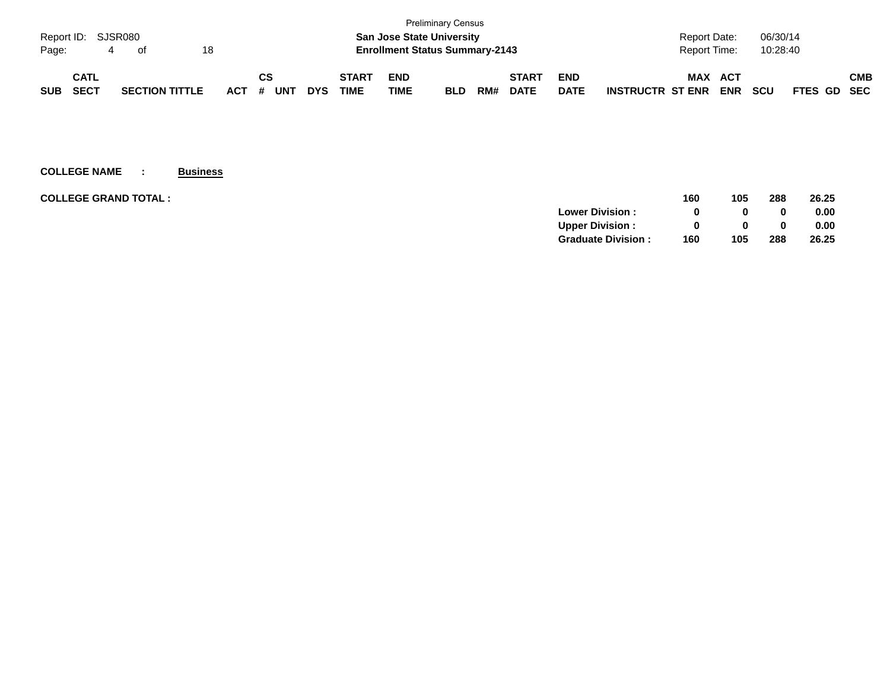Preliminary Census

Report ID: SJSR080

**San Jose State University**

**Enrollment Status Summary-2143**

Report Date: 06/30/14

Report Time: 10:28:40

| SUB | CATL SECT | SECTION TITTLE | ACT | CS # | UNT | DYS | START TIME | END TIME | BLD | RM# | START DATE | END DATE | INSTRUCTR | MAX ST ENR | ACT ENR | SCU | FTES | GD | CMB SEC |
|---|---|---|---|---|---|---|---|---|---|---|---|---|---|---|---|---|---|---|---|

**COLLEGE NAME : Business**

| | | | | |
|---|---|---|---|---|
| **COLLEGE GRAND TOTAL :** | **160** | **105** | **288** | **26.25** |
| **Lower Division :** | **0** | **0** | **0** | **0.00** |
| **Upper Division :** | **0** | **0** | **0** | **0.00** |
| **Graduate Division :** | **160** | **105** | **288** | **26.25** |